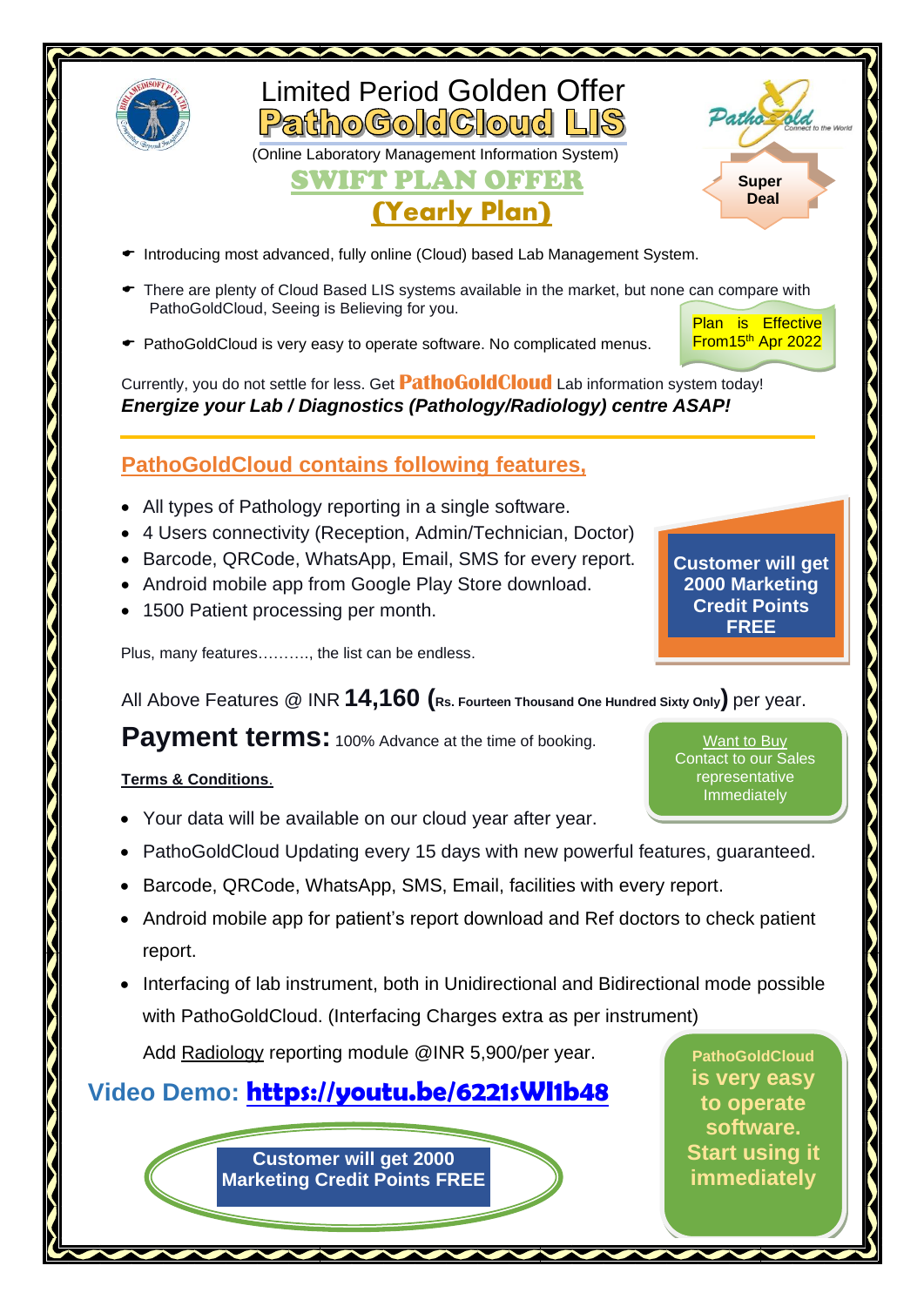# Limited Period Golden Offer

# PathoGoldCloud LIS

(Online Laboratory Management Information System)

## SWIFT PLAN OFFER

## (Yearly Plan)

Super Deal

- Introducing most advanced, fully online (Cloud) based Lab Management System.
- There are plenty of Cloud Based LIS systems available in the market, but none can compare with PathoGoldCloud, Seeing is Believing for you.
- PathoGoldCloud is very easy to operate software. No complicated menus.

Plan is Effective From 15th Apr 2022

Currently, you do not settle for less. Get **PathoGoldCloud** Lab information system today!

***Energize your Lab / Diagnostics (Pathology/Radiology) centre ASAP!***

## PathoGoldCloud contains following features,

- All types of Pathology reporting in a single software.
- 4 Users connectivity (Reception, Admin/Technician, Doctor)
- Barcode, QRCode, WhatsApp, Email, SMS for every report.
- Android mobile app from Google Play Store download.
- 1500 Patient processing per month.

**Customer will get 2000 Marketing Credit Points FREE**

Plus, many features………., the list can be endless.

All Above Features @ INR **14,160** (**Rs. Fourteen Thousand One Hundred Sixty Only**) per year.

**Payment terms:** 100% Advance at the time of booking.

Want to Buy
Contact to our Sales representative Immediately

**Terms & Conditions.**

- Your data will be available on our cloud year after year.
- PathoGoldCloud Updating every 15 days with new powerful features, guaranteed.
- Barcode, QRCode, WhatsApp, SMS, Email, facilities with every report.
- Android mobile app for patient's report download and Ref doctors to check patient report.
- Interfacing of lab instrument, both in Unidirectional and Bidirectional mode possible with PathoGoldCloud. (Interfacing Charges extra as per instrument)

Add Radiology reporting module @INR 5,900/per year.

**Video Demo: https://youtu.be/6221sWl1b48**

**Customer will get 2000 Marketing Credit Points FREE**

**PathoGoldCloud is very easy to operate software. Start using it immediately**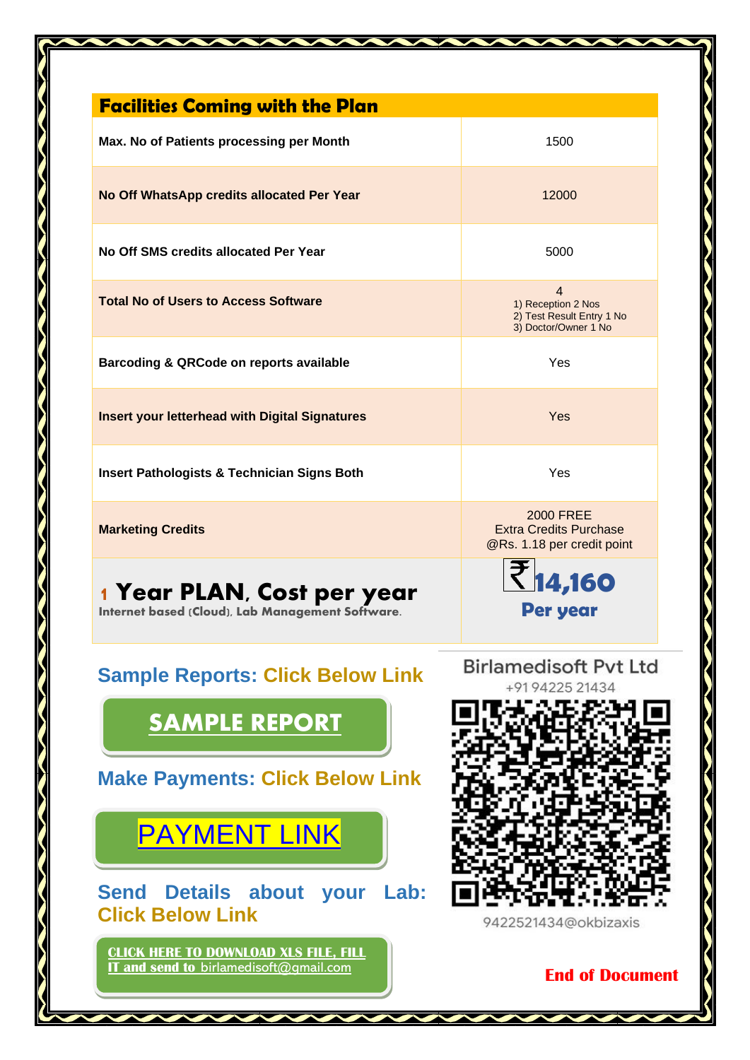| Facilities Coming with the Plan | |
|---|---|
| Max. No of Patients processing per Month | 1500 |
| No Off WhatsApp credits allocated Per Year | 12000 |
| No Off SMS credits allocated Per Year | 5000 |
| Total No of Users to Access Software | 4<br>1) Reception 2 Nos<br>2) Test Result Entry 1 No<br>3) Doctor/Owner 1 No |
| Barcoding & QRCode on reports available | Yes |
| Insert your letterhead with Digital Signatures | Yes |
| Insert Pathologists & Technician Signs Both | Yes |
| Marketing Credits | 2000 FREE<br>Extra Credits Purchase<br>@Rs. 1.18 per credit point |
| **1 Year PLAN, Cost per year**<br>Internet based (Cloud), Lab Management Software. | **₹14,160**<br>**Per year** |

**Sample Reports: Click Below Link**

**SAMPLE REPORT**

**Make Payments: Click Below Link**

PAYMENT LINK

**Send Details about your Lab: Click Below Link**

**CLICK HERE TO DOWNLOAD XLS FILE, FILL IT and send to** birlamedisoft@gmail.com

Birlamedisoft Pvt Ltd

+91 94225 21434

9422521434@okbizaxis

**End of Document**